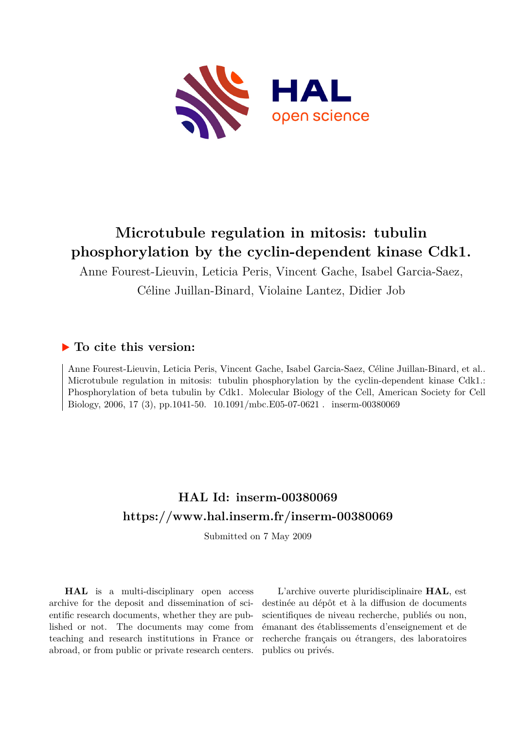# Microtubule regulation in mitosis: tubulin phosphorylation by the cyclin-dependent kinase Cdk1.

Anne Fourest-Lieuvin, Leticia Peris, Vincent Gache, Isabel Garcia-Saez, Céline Juillan-Binard, Violaine Lantez, Didier Job

## ▶ To cite this version:

Anne Fourest-Lieuvin, Leticia Peris, Vincent Gache, Isabel Garcia-Saez, Céline Juillan-Binard, et al.. Microtubule regulation in mitosis: tubulin phosphorylation by the cyclin-dependent kinase Cdk1.: Phosphorylation of beta tubulin by Cdk1. Molecular Biology of the Cell, American Society for Cell Biology, 2006, 17 (3), pp.1041-50. 10.1091/mbc.E05-07-0621. inserm-00380069

## HAL Id: inserm-00380069
## https://www.hal.inserm.fr/inserm-00380069

Submitted on 7 May 2009

**HAL** is a multi-disciplinary open access archive for the deposit and dissemination of scientific research documents, whether they are published or not. The documents may come from teaching and research institutions in France or abroad, or from public or private research centers.

L'archive ouverte pluridisciplinaire **HAL**, est destinée au dépôt et à la diffusion de documents scientifiques de niveau recherche, publiés ou non, émanant des établissements d'enseignement et de recherche français ou étrangers, des laboratoires publics ou privés.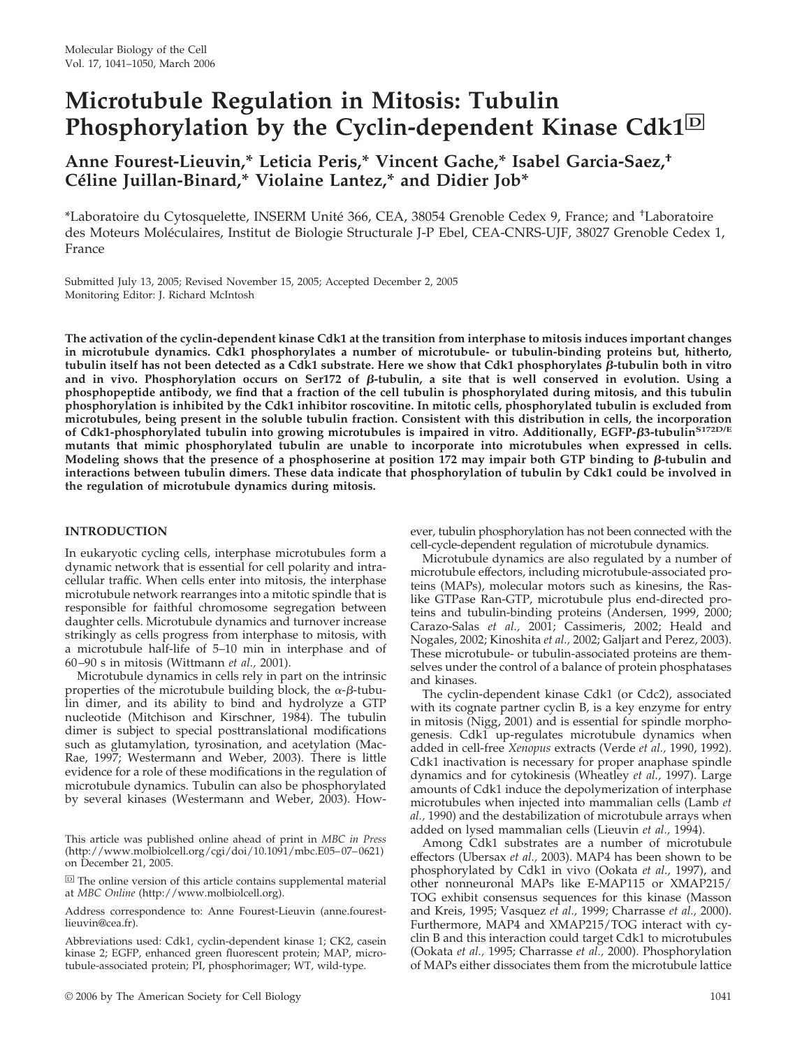# Microtubule Regulation in Mitosis: Tubulin Phosphorylation by the Cyclin-dependent Kinase Cdk1

**Anne Fourest-Lieuvin,* Leticia Peris,* Vincent Gache,* Isabel Garcia-Saez,† Céline Juillan-Binard,* Violaine Lantez,* and Didier Job***

*Laboratoire du Cytosquelette, INSERM Unité 366, CEA, 38054 Grenoble Cedex 9, France; and †Laboratoire des Moteurs Moléculaires, Institut de Biologie Structurale J-P Ebel, CEA-CNRS-UJF, 38027 Grenoble Cedex 1, France

Submitted July 13, 2005; Revised November 15, 2005; Accepted December 2, 2005
Monitoring Editor: J. Richard McIntosh

**The activation of the cyclin-dependent kinase Cdk1 at the transition from interphase to mitosis induces important changes in microtubule dynamics. Cdk1 phosphorylates a number of microtubule- or tubulin-binding proteins but, hitherto, tubulin itself has not been detected as a Cdk1 substrate. Here we show that Cdk1 phosphorylates β-tubulin both in vitro and in vivo. Phosphorylation occurs on Ser172 of β-tubulin, a site that is well conserved in evolution. Using a phosphopeptide antibody, we find that a fraction of the cell tubulin is phosphorylated during mitosis, and this tubulin phosphorylation is inhibited by the Cdk1 inhibitor roscovitine. In mitotic cells, phosphorylated tubulin is excluded from microtubules, being present in the soluble tubulin fraction. Consistent with this distribution in cells, the incorporation of Cdk1-phosphorylated tubulin into growing microtubules is impaired in vitro. Additionally, EGFP-β3-tubulin$^{S172D/E}$ mutants that mimic phosphorylated tubulin are unable to incorporate into microtubules when expressed in cells. Modeling shows that the presence of a phosphoserine at position 172 may impair both GTP binding to β-tubulin and interactions between tubulin dimers. These data indicate that phosphorylation of tubulin by Cdk1 could be involved in the regulation of microtubule dynamics during mitosis.**

## INTRODUCTION

In eukaryotic cycling cells, interphase microtubules form a dynamic network that is essential for cell polarity and intracellular traffic. When cells enter into mitosis, the interphase microtubule network rearranges into a mitotic spindle that is responsible for faithful chromosome segregation between daughter cells. Microtubule dynamics and turnover increase strikingly as cells progress from interphase to mitosis, with a microtubule half-life of 5–10 min in interphase and of 60–90 s in mitosis (Wittmann *et al.,* 2001).

Microtubule dynamics in cells rely in part on the intrinsic properties of the microtubule building block, the α-β-tubulin dimer, and its ability to bind and hydrolyze a GTP nucleotide (Mitchison and Kirschner, 1984). The tubulin dimer is subject to special posttranslational modifications such as glutamylation, tyrosination, and acetylation (MacRae, 1997; Westermann and Weber, 2003). There is little evidence for a role of these modifications in the regulation of microtubule dynamics. Tubulin can also be phosphorylated by several kinases (Westermann and Weber, 2003). However, tubulin phosphorylation has not been connected with the cell-cycle-dependent regulation of microtubule dynamics.

Microtubule dynamics are also regulated by a number of microtubule effectors, including microtubule-associated proteins (MAPs), molecular motors such as kinesins, the Ras-like GTPase Ran-GTP, microtubule plus end-directed proteins and tubulin-binding proteins (Andersen, 1999, 2000; Carazo-Salas *et al.,* 2001; Cassimeris, 2002; Heald and Nogales, 2002; Kinoshita *et al.,* 2002; Galjart and Perez, 2003). These microtubule- or tubulin-associated proteins are themselves under the control of a balance of protein phosphatases and kinases.

The cyclin-dependent kinase Cdk1 (or Cdc2), associated with its cognate partner cyclin B, is a key enzyme for entry in mitosis (Nigg, 2001) and is essential for spindle morphogenesis. Cdk1 up-regulates microtubule dynamics when added in cell-free *Xenopus* extracts (Verde *et al.,* 1990, 1992). Cdk1 inactivation is necessary for proper anaphase spindle dynamics and for cytokinesis (Wheatley *et al.,* 1997). Large amounts of Cdk1 induce the depolymerization of interphase microtubules when injected into mammalian cells (Lamb *et al.,* 1990) and the destabilization of microtubule arrays when added on lysed mammalian cells (Lieuvin *et al.,* 1994).

Among Cdk1 substrates are a number of microtubule effectors (Ubersax *et al.,* 2003). MAP4 has been shown to be phosphorylated by Cdk1 in vivo (Ookata *et al.,* 1997), and other nonneuronal MAPs like E-MAP115 or XMAP215/TOG exhibit consensus sequences for this kinase (Masson and Kreis, 1995; Vasquez *et al.,* 1999; Charrasse *et al.,* 2000). Furthermore, MAP4 and XMAP215/TOG interact with cyclin B and this interaction could target Cdk1 to microtubules (Ookata *et al.,* 1995; Charrasse *et al.,* 2000). Phosphorylation of MAPs either dissociates them from the microtubule lattice

This article was published online ahead of print in *MBC in Press* (http://www.molbiolcell.org/cgi/doi/10.1091/mbc.E05–07–0621) on December 21, 2005.

The online version of this article contains supplemental material at *MBC Online* (http://www.molbiolcell.org).

Address correspondence to: Anne Fourest-Lieuvin (anne.fourest-lieuvin@cea.fr).

Abbreviations used: Cdk1, cyclin-dependent kinase 1; CK2, casein kinase 2; EGFP, enhanced green fluorescent protein; MAP, microtubule-associated protein; PI, phosphorimager; WT, wild-type.

© 2006 by The American Society for Cell Biology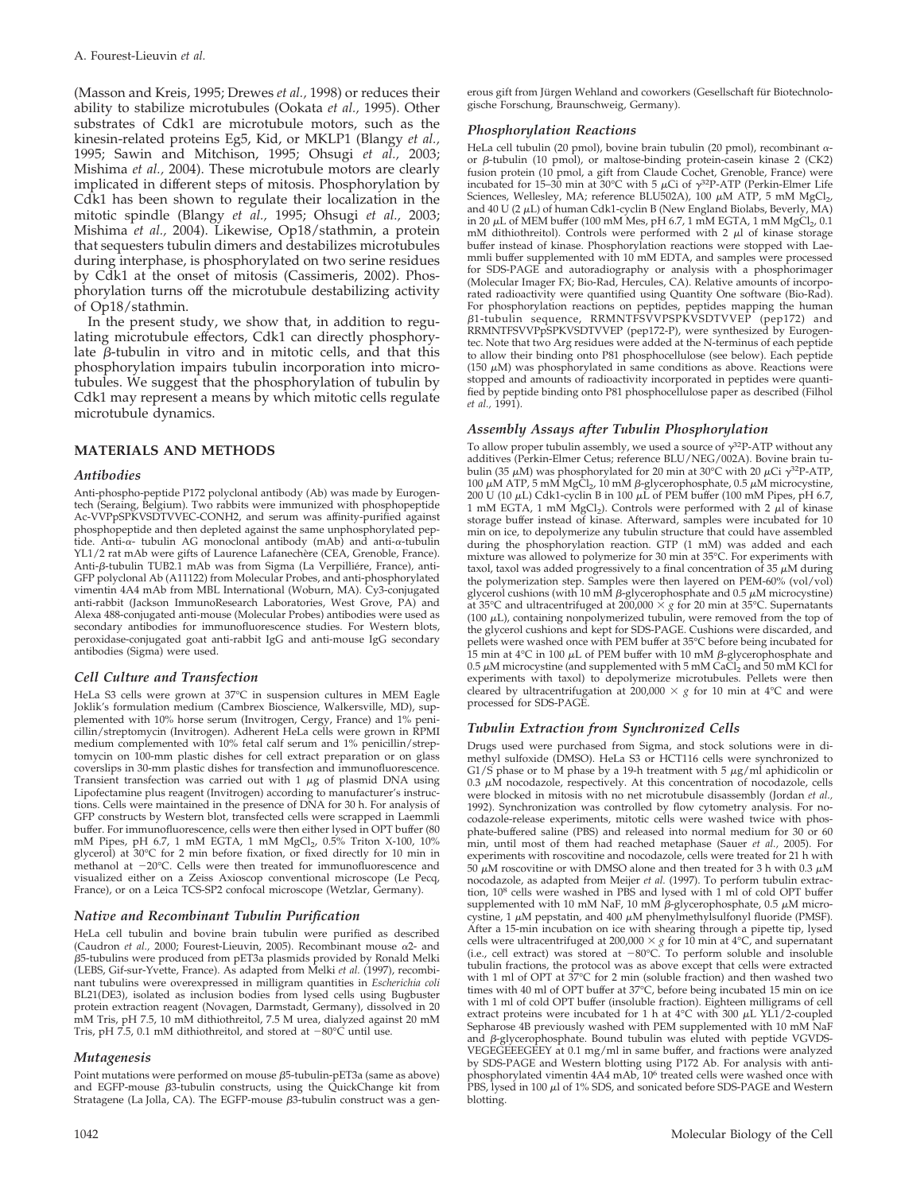(Masson and Kreis, 1995; Drewes *et al.*, 1998) or reduces their ability to stabilize microtubules (Ookata *et al.*, 1995). Other substrates of Cdk1 are microtubule motors, such as the kinesin-related proteins Eg5, Kid, or MKLP1 (Blangy *et al.*, 1995; Sawin and Mitchison, 1995; Ohsugi *et al.*, 2003; Mishima *et al.*, 2004). These microtubule motors are clearly implicated in different steps of mitosis. Phosphorylation by Cdk1 has been shown to regulate their localization in the mitotic spindle (Blangy *et al.*, 1995; Ohsugi *et al.*, 2003; Mishima *et al.*, 2004). Likewise, Op18/stathmin, a protein that sequesters tubulin dimers and destabilizes microtubules during interphase, is phosphorylated on two serine residues by Cdk1 at the onset of mitosis (Cassimeris, 2002). Phosphorylation turns off the microtubule destabilizing activity of Op18/stathmin.

In the present study, we show that, in addition to regulating microtubule effectors, Cdk1 can directly phosphorylate β-tubulin in vitro and in mitotic cells, and that this phosphorylation impairs tubulin incorporation into microtubules. We suggest that the phosphorylation of tubulin by Cdk1 may represent a means by which mitotic cells regulate microtubule dynamics.

## MATERIALS AND METHODS

### Antibodies

Anti-phospho-peptide P172 polyclonal antibody (Ab) was made by Eurogentech (Seraing, Belgium). Two rabbits were immunized with phosphopeptide Ac-VVPpSPKVSDTVVEC-CONH2, and serum was affinity-purified against phosphopeptide and then depleted against the same unphosphorylated peptide. Anti-α- tubulin AG monoclonal antibody (mAb) and anti-α-tubulin YL1/2 rat mAb were gifts of Laurence Lafanechère (CEA, Grenoble, France). Anti-β-tubulin TUB2.1 mAb was from Sigma (La Verpilliére, France), anti-GFP polyclonal Ab (A11122) from Molecular Probes, and anti-phosphorylated vimentin 4A4 mAb from MBL International (Woburn, MA). Cy3-conjugated anti-rabbit (Jackson ImmunoResearch Laboratories, West Grove, PA) and Alexa 488-conjugated anti-mouse (Molecular Probes) antibodies were used as secondary antibodies for immunofluorescence studies. For Western blots, peroxidase-conjugated goat anti-rabbit IgG and anti-mouse IgG secondary antibodies (Sigma) were used.

### Cell Culture and Transfection

HeLa S3 cells were grown at 37°C in suspension cultures in MEM Eagle Joklik's formulation medium (Cambrex Bioscience, Walkersville, MD), supplemented with 10% horse serum (Invitrogen, Cergy, France) and 1% penicillin/streptomycin (Invitrogen). Adherent HeLa cells were grown in RPMI medium complemented with 10% fetal calf serum and 1% penicillin/streptomycin on 100-mm plastic dishes for cell extract preparation or on glass coverslips in 30-mm plastic dishes for transfection and immunofluorescence. Transient transfection was carried out with 1 μg of plasmid DNA using Lipofectamine plus reagent (Invitrogen) according to manufacturer's instructions. Cells were maintained in the presence of DNA for 30 h. For analysis of GFP constructs by Western blot, transfected cells were scrapped in Laemmli buffer. For immunofluorescence, cells were then either lysed in OPT buffer (80 mM Pipes, pH 6.7, 1 mM EGTA, 1 mM $MgCl_2$, 0.5% Triton X-100, 10% glycerol) at 30°C for 2 min before fixation, or fixed directly for 10 min in methanol at −20°C. Cells were then treated for immunofluorescence and visualized either on a Zeiss Axioscop conventional microscope (Le Pecq, France), or on a Leica TCS-SP2 confocal microscope (Wetzlar, Germany).

### Native and Recombinant Tubulin Purification

HeLa cell tubulin and bovine brain tubulin were purified as described (Caudron *et al.*, 2000; Fourest-Lieuvin, 2005). Recombinant mouse α2- and β5-tubulins were produced from pET3a plasmids provided by Ronald Melki (LEBS, Gif-sur-Yvette, France). As adapted from Melki *et al.* (1997), recombinant tubulins were overexpressed in milligram quantities in *Escherichia coli* BL21(DE3), isolated as inclusion bodies from lysed cells using Bugbuster protein extraction reagent (Novagen, Darmstadt, Germany), dissolved in 20 mM Tris, pH 7.5, 10 mM dithiothreitol, 7.5 M urea, dialyzed against 20 mM Tris, pH 7.5, 0.1 mM dithiothreitol, and stored at −80°C until use.

### Mutagenesis

Point mutations were performed on mouse β5-tubulin-pET3a (same as above) and EGFP-mouse β3-tubulin constructs, using the QuickChange kit from Stratagene (La Jolla, CA). The EGFP-mouse β3-tubulin construct was a generous gift from Jürgen Wehland and coworkers (Gesellschaft für Biotechnologische Forschung, Braunschweig, Germany).

### Phosphorylation Reactions

HeLa cell tubulin (20 pmol), bovine brain tubulin (20 pmol), recombinant α- or β-tubulin (10 pmol), or maltose-binding protein-casein kinase 2 (CK2) fusion protein (10 pmol, a gift from Claude Cochet, Grenoble, France) were incubated for 15–30 min at 30°C with 5 μCi of $\gamma^{32}$P-ATP (Perkin-Elmer Life Sciences, Wellesley, MA; reference BLU502A), 100 μM ATP, 5 mM $MgCl_2$, and 40 U (2 μL) of human Cdk1-cyclin B (New England Biolabs, Beverly, MA) in 20 μL of MEM buffer (100 mM Mes, pH 6.7, 1 mM EGTA, 1 mM $MgCl_2$, 0.1 mM dithiothreitol). Controls were performed with 2 μl of kinase storage buffer instead of kinase. Phosphorylation reactions were stopped with Laemmli buffer supplemented with 10 mM EDTA, and samples were processed for SDS-PAGE and autoradiography or analysis with a phosphorimager (Molecular Imager FX; Bio-Rad, Hercules, CA). Relative amounts of incorporated radioactivity were quantified using Quantity One software (Bio-Rad). For phosphorylation reactions on peptides, peptides mapping the human β1-tubulin sequence, RRMNTFSVVPSPKVSDTVVEP (pep172) and RRMNTFSVVPpSPKVSDTVVEP (pep172-P), were synthesized by Eurogentec. Note that two Arg residues were added at the N-terminus of each peptide to allow their binding onto P81 phosphocellulose (see below). Each peptide (150 μM) was phosphorylated in same conditions as above. Reactions were stopped and amounts of radioactivity incorporated in peptides were quantified by peptide binding onto P81 phosphocellulose paper as described (Filhol *et al.*, 1991).

### Assembly Assays after Tubulin Phosphorylation

To allow proper tubulin assembly, we used a source of $\gamma^{32}$P-ATP without any additives (Perkin-Elmer Cetus; reference BLU/NEG/002A). Bovine brain tubulin (35 μM) was phosphorylated for 20 min at 30°C with 20 μCi $\gamma^{32}$P-ATP, 100 μM ATP, 5 mM $MgCl_2$, 10 mM β-glycerophosphate, 0.5 μM microcystine, 200 U (10 μL) Cdk1-cyclin B in 100 μL of PEM buffer (100 mM Pipes, pH 6.7, 1 mM EGTA, 1 mM $MgCl_2$). Controls were performed with 2 μl of kinase storage buffer instead of kinase. Afterward, samples were incubated for 10 min on ice, to depolymerize any tubulin structure that could have assembled during the phosphorylation reaction. GTP (1 mM) was added and each mixture was allowed to polymerize for 30 min at 35°C. For experiments with taxol, taxol was added progressively to a final concentration of 35 μM during the polymerization step. Samples were then layered on PEM-60% (vol/vol) glycerol cushions (with 10 mM β-glycerophosphate and 0.5 μM microcystine) at 35°C and ultracentrifuged at 200,000 × *g* for 20 min at 35°C. Supernatants (100 μL), containing nonpolymerized tubulin, were removed from the top of the glycerol cushions and kept for SDS-PAGE. Cushions were discarded, and pellets were washed once with PEM buffer at 35°C before being incubated for 15 min at 4°C in 100 μL of PEM buffer with 10 mM β-glycerophosphate and 0.5 μM microcystine (and supplemented with 5 mM $CaCl_2$ and 50 mM KCl for experiments with taxol) to depolymerize microtubules. Pellets were then cleared by ultracentrifugation at 200,000 × *g* for 10 min at 4°C and were processed for SDS-PAGE.

### Tubulin Extraction from Synchronized Cells

Drugs used were purchased from Sigma, and stock solutions were in dimethyl sulfoxide (DMSO). HeLa S3 or HCT116 cells were synchronized to G1/S phase or to M phase by a 19-h treatment with 5 μg/ml aphidicolin or 0.3 μM nocodazole, respectively. At this concentration of nocodazole, cells were blocked in mitosis with no net microtubule disassembly (Jordan *et al.*, 1992). Synchronization was controlled by flow cytometry analysis. For nocodazole-release experiments, mitotic cells were washed twice with phosphate-buffered saline (PBS) and released into normal medium for 30 or 60 min, until most of them had reached metaphase (Sauer *et al.*, 2005). For experiments with roscovitine and nocodazole, cells were treated for 21 h with 50 μM roscovitine or with DMSO alone and then treated for 3 h with 0.3 μM nocodazole, as adapted from Meijer *et al.* (1997). To perform tubulin extraction, $10^8$ cells were washed in PBS and lysed with 1 ml of cold OPT buffer supplemented with 10 mM NaF, 10 mM β-glycerophosphate, 0.5 μM microcystine, 1 μM pepstatin, and 400 μM phenylmethylsulfonyl fluoride (PMSF). After a 15-min incubation on ice with shearing through a pipette tip, lysed cells were ultracentrifuged at 200,000 × *g* for 10 min at 4°C, and supernatant (i.e., cell extract) was stored at −80°C. To perform soluble and insoluble tubulin fractions, the protocol was as above except that cells were extracted with 1 ml of OPT at 37°C for 2 min (soluble fraction) and then washed two times with 40 ml of OPT buffer at 37°C, before being incubated 15 min on ice with 1 ml of cold OPT buffer (insoluble fraction). Eighteen milligrams of cell extract proteins were incubated for 1 h at 4°C with 300 μL YL1/2-coupled Sepharose 4B previously washed with PEM supplemented with 10 mM NaF and β-glycerophosphate. Bound tubulin was eluted with peptide VGVDSVEGEGEEEGEEY at 0.1 mg/ml in same buffer, and fractions were analyzed by SDS-PAGE and Western blotting using P172 Ab. For analysis with anti-phosphorylated vimentin 4A4 mAb, $10^6$ treated cells were washed once with PBS, lysed in 100 μl of 1% SDS, and sonicated before SDS-PAGE and Western blotting.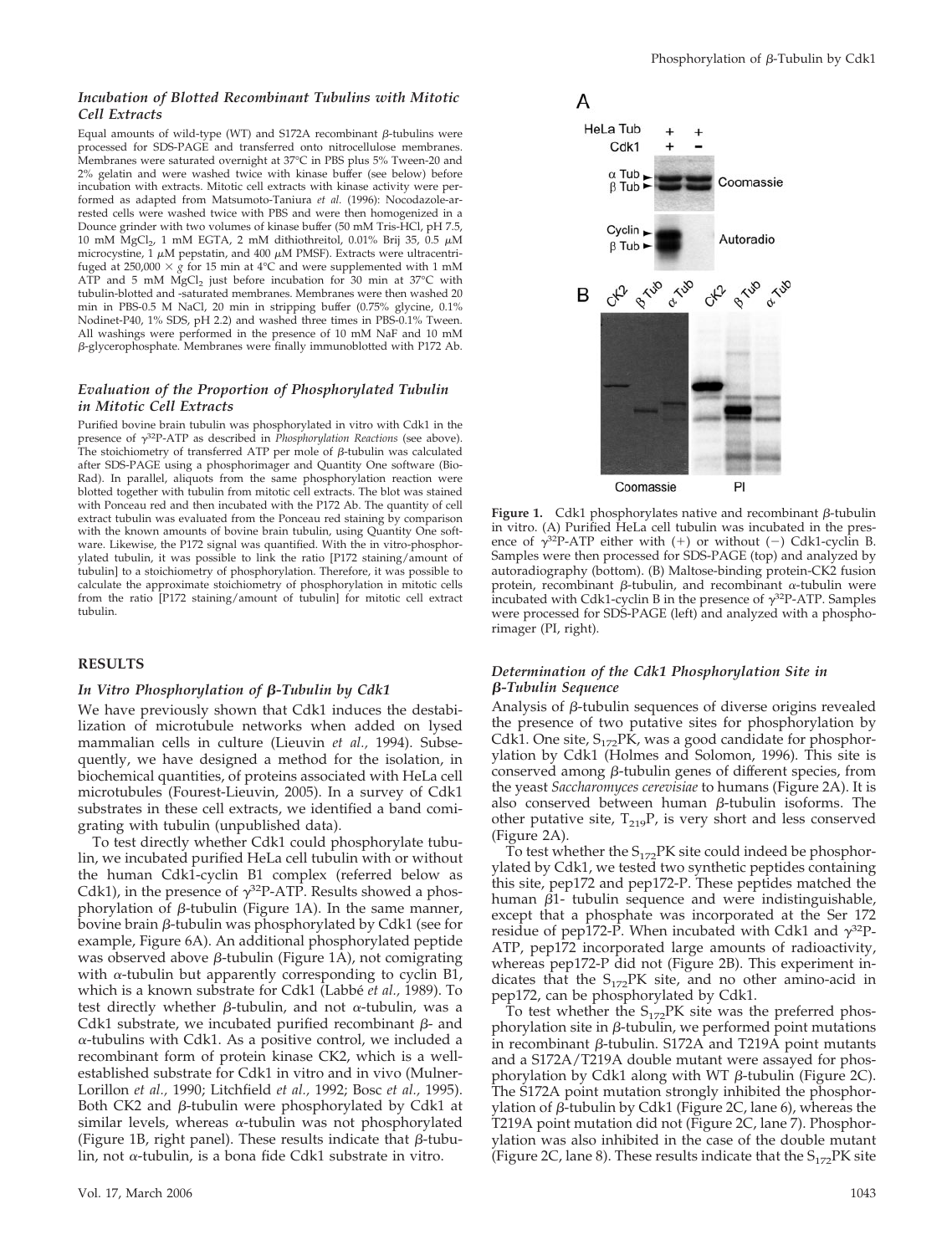### *Incubation of Blotted Recombinant Tubulins with Mitotic Cell Extracts*

Equal amounts of wild-type (WT) and S172A recombinant β-tubulins were processed for SDS-PAGE and transferred onto nitrocellulose membranes. Membranes were saturated overnight at 37°C in PBS plus 5% Tween-20 and 2% gelatin and were washed twice with kinase buffer (see below) before incubation with extracts. Mitotic cell extracts with kinase activity were performed as adapted from Matsumoto-Taniura *et al.* (1996): Nocodazole-arrested cells were washed twice with PBS and were then homogenized in a Dounce grinder with two volumes of kinase buffer (50 mM Tris-HCl, pH 7.5, 10 mM $MgCl_2$, 1 mM EGTA, 2 mM dithiothreitol, 0.01% Brij 35, 0.5 μM microcystine, 1 μM pepstatin, and 400 μM PMSF). Extracts were ultracentrifuged at 250,000 × *g* for 15 min at 4°C and were supplemented with 1 mM ATP and 5 mM $MgCl_2$ just before incubation for 30 min at 37°C with tubulin-blotted and -saturated membranes. Membranes were then washed 20 min in PBS-0.5 M NaCl, 20 min in stripping buffer (0.75% glycine, 0.1% Nodinet-P40, 1% SDS, pH 2.2) and washed three times in PBS-0.1% Tween. All washings were performed in the presence of 10 mM NaF and 10 mM β-glycerophosphate. Membranes were finally immunoblotted with P172 Ab.

### *Evaluation of the Proportion of Phosphorylated Tubulin in Mitotic Cell Extracts*

Purified bovine brain tubulin was phosphorylated in vitro with Cdk1 in the presence of $\gamma^{32}$P-ATP as described in *Phosphorylation Reactions* (see above). The stoichiometry of transferred ATP per mole of β-tubulin was calculated after SDS-PAGE using a phosphorimager and Quantity One software (Bio-Rad). In parallel, aliquots from the same phosphorylation reaction were blotted together with tubulin from mitotic cell extracts. The blot was stained with Ponceau red and then incubated with the P172 Ab. The quantity of cell extract tubulin was evaluated from the Ponceau red staining by comparison with the known amounts of bovine brain tubulin, using Quantity One software. Likewise, the P172 signal was quantified. With the in vitro-phosphorylated tubulin, it was possible to link the ratio [P172 staining/amount of tubulin] to a stoichiometry of phosphorylation. Therefore, it was possible to calculate the approximate stoichiometry of phosphorylation in mitotic cells from the ratio [P172 staining/amount of tubulin] for mitotic cell extract tubulin.

## RESULTS

### *In Vitro Phosphorylation of β-Tubulin by Cdk1*

We have previously shown that Cdk1 induces the destabilization of microtubule networks when added on lysed mammalian cells in culture (Lieuvin *et al.,* 1994). Subsequently, we have designed a method for the isolation, in biochemical quantities, of proteins associated with HeLa cell microtubules (Fourest-Lieuvin, 2005). In a survey of Cdk1 substrates in these cell extracts, we identified a band comigrating with tubulin (unpublished data).

To test directly whether Cdk1 could phosphorylate tubulin, we incubated purified HeLa cell tubulin with or without the human Cdk1-cyclin B1 complex (referred below as Cdk1), in the presence of $\gamma^{32}$P-ATP. Results showed a phosphorylation of β-tubulin (Figure 1A). In the same manner, bovine brain β-tubulin was phosphorylated by Cdk1 (see for example, Figure 6A). An additional phosphorylated peptide was observed above β-tubulin (Figure 1A), not comigrating with α-tubulin but apparently corresponding to cyclin B1, which is a known substrate for Cdk1 (Labbé *et al.,* 1989). To test directly whether β-tubulin, and not α-tubulin, was a Cdk1 substrate, we incubated purified recombinant β- and α-tubulins with Cdk1. As a positive control, we included a recombinant form of protein kinase CK2, which is a well-established substrate for Cdk1 in vitro and in vivo (Mulner-Lorillon *et al.,* 1990; Litchfield *et al.,* 1992; Bosc *et al.,* 1995). Both CK2 and β-tubulin were phosphorylated by Cdk1 at similar levels, whereas α-tubulin was not phosphorylated (Figure 1B, right panel). These results indicate that β-tubulin, not α-tubulin, is a bona fide Cdk1 substrate in vitro.

**Figure 1.** Cdk1 phosphorylates native and recombinant β-tubulin in vitro. (A) Purified HeLa cell tubulin was incubated in the presence of $\gamma^{32}$P-ATP either with (+) or without (−) Cdk1-cyclin B. Samples were then processed for SDS-PAGE (top) and analyzed by autoradiography (bottom). (B) Maltose-binding protein-CK2 fusion protein, recombinant β-tubulin, and recombinant α-tubulin were incubated with Cdk1-cyclin B in the presence of $\gamma^{32}$P-ATP. Samples were processed for SDS-PAGE (left) and analyzed with a phosphorimager (PI, right).

### *Determination of the Cdk1 Phosphorylation Site in β-Tubulin Sequence*

Analysis of β-tubulin sequences of diverse origins revealed the presence of two putative sites for phosphorylation by Cdk1. One site, $S_{172}$PK, was a good candidate for phosphorylation by Cdk1 (Holmes and Solomon, 1996). This site is conserved among β-tubulin genes of different species, from the yeast *Saccharomyces cerevisiae* to humans (Figure 2A). It is also conserved between human β-tubulin isoforms. The other putative site, $T_{219}$P, is very short and less conserved (Figure 2A).

To test whether the $S_{172}$PK site could indeed be phosphorylated by Cdk1, we tested two synthetic peptides containing this site, pep172 and pep172-P. These peptides matched the human β1- tubulin sequence and were indistinguishable, except that a phosphate was incorporated at the Ser 172 residue of pep172-P. When incubated with Cdk1 and $\gamma^{32}$P-ATP, pep172 incorporated large amounts of radioactivity, whereas pep172-P did not (Figure 2B). This experiment indicates that the $S_{172}$PK site, and no other amino-acid in pep172, can be phosphorylated by Cdk1.

To test whether the $S_{172}$PK site was the preferred phosphorylation site in β-tubulin, we performed point mutations in recombinant β-tubulin. S172A and T219A point mutants and a S172A/T219A double mutant were assayed for phosphorylation by Cdk1 along with WT β-tubulin (Figure 2C). The S172A point mutation strongly inhibited the phosphorylation of β-tubulin by Cdk1 (Figure 2C, lane 6), whereas the T219A point mutation did not (Figure 2C, lane 7). Phosphorylation was also inhibited in the case of the double mutant (Figure 2C, lane 8). These results indicate that the $S_{172}$PK site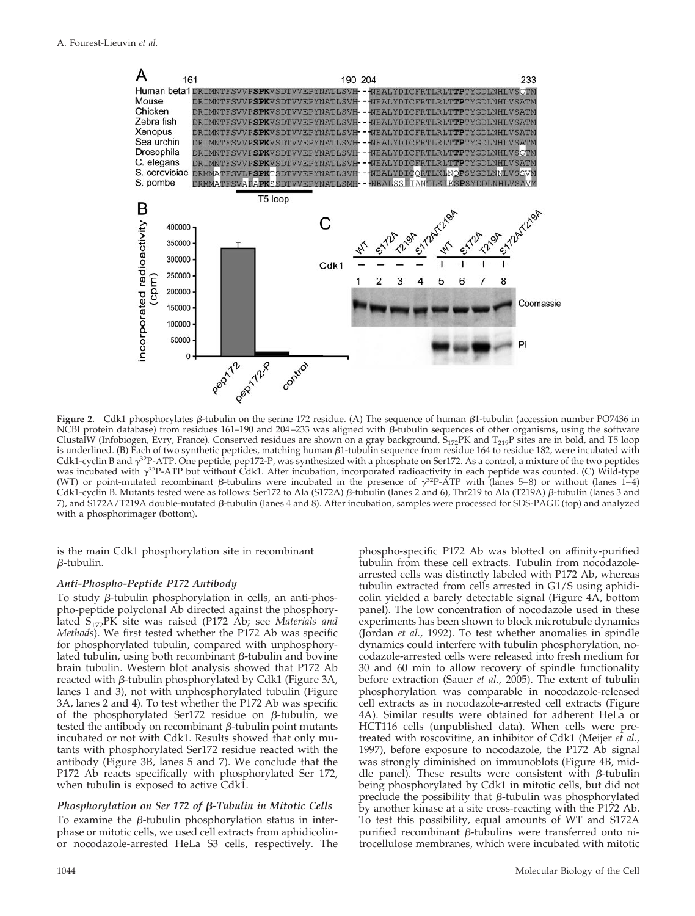**Figure 2.** Cdk1 phosphorylates β-tubulin on the serine 172 residue. (A) The sequence of human β1-tubulin (accession number PO7436 in NCBI protein database) from residues 161–190 and 204–233 was aligned with β-tubulin sequences of other organisms, using the software ClustalW (Infobiogen, Evry, France). Conserved residues are shown on a gray background, $S_{172}$PK and $T_{219}$P sites are in bold, and T5 loop is underlined. (B) Each of two synthetic peptides, matching human β1-tubulin sequence from residue 164 to residue 182, were incubated with Cdk1-cyclin B and $\gamma^{32}$P-ATP. One peptide, pep172-P, was synthesized with a phosphate on Ser172. As a control, a mixture of the two peptides was incubated with $\gamma^{32}$P-ATP but without Cdk1. After incubation, incorporated radioactivity in each peptide was counted. (C) Wild-type (WT) or point-mutated recombinant β-tubulins were incubated in the presence of $\gamma^{32}$P-ATP with (lanes 5–8) or without (lanes 1–4) Cdk1-cyclin B. Mutants tested were as follows: Ser172 to Ala (S172A) β-tubulin (lanes 2 and 6), Thr219 to Ala (T219A) β-tubulin (lanes 3 and 7), and S172A/T219A double-mutated β-tubulin (lanes 4 and 8). After incubation, samples were processed for SDS-PAGE (top) and analyzed with a phosphorimager (bottom).

is the main Cdk1 phosphorylation site in recombinant β-tubulin.

### *Anti-Phospho-Peptide P172 Antibody*

To study β-tubulin phosphorylation in cells, an anti-phospho-peptide polyclonal Ab directed against the phosphorylated $S_{172}$PK site was raised (P172 Ab; see *Materials and Methods*). We first tested whether the P172 Ab was specific for phosphorylated tubulin, compared with unphosphorylated tubulin, using both recombinant β-tubulin and bovine brain tubulin. Western blot analysis showed that P172 Ab reacted with β-tubulin phosphorylated by Cdk1 (Figure 3A, lanes 1 and 3), not with unphosphorylated tubulin (Figure 3A, lanes 2 and 4). To test whether the P172 Ab was specific of the phosphorylated Ser172 residue on β-tubulin, we tested the antibody on recombinant β-tubulin point mutants incubated or not with Cdk1. Results showed that only mutants with phosphorylated Ser172 residue reacted with the antibody (Figure 3B, lanes 5 and 7). We conclude that the P172 Ab reacts specifically with phosphorylated Ser 172, when tubulin is exposed to active Cdk1.

### *Phosphorylation on Ser 172 of β-Tubulin in Mitotic Cells*

To examine the β-tubulin phosphorylation status in interphase or mitotic cells, we used cell extracts from aphidicolin- or nocodazole-arrested HeLa S3 cells, respectively. The phospho-specific P172 Ab was blotted on affinity-purified tubulin from these cell extracts. Tubulin from nocodazole-arrested cells was distinctly labeled with P172 Ab, whereas tubulin extracted from cells arrested in G1/S using aphidicolin yielded a barely detectable signal (Figure 4A, bottom panel). The low concentration of nocodazole used in these experiments has been shown to block microtubule dynamics (Jordan *et al.,* 1992). To test whether anomalies in spindle dynamics could interfere with tubulin phosphorylation, nocodazole-arrested cells were released into fresh medium for 30 and 60 min to allow recovery of spindle functionality before extraction (Sauer *et al.,* 2005). The extent of tubulin phosphorylation was comparable in nocodazole-released cell extracts as in nocodazole-arrested cell extracts (Figure 4A). Similar results were obtained for adherent HeLa or HCT116 cells (unpublished data). When cells were pretreated with roscovitine, an inhibitor of Cdk1 (Meijer *et al.,* 1997), before exposure to nocodazole, the P172 Ab signal was strongly diminished on immunoblots (Figure 4B, middle panel). These results were consistent with β-tubulin being phosphorylated by Cdk1 in mitotic cells, but did not preclude the possibility that β-tubulin was phosphorylated by another kinase at a site cross-reacting with the P172 Ab. To test this possibility, equal amounts of WT and S172A purified recombinant β-tubulins were transferred onto nitrocellulose membranes, which were incubated with mitotic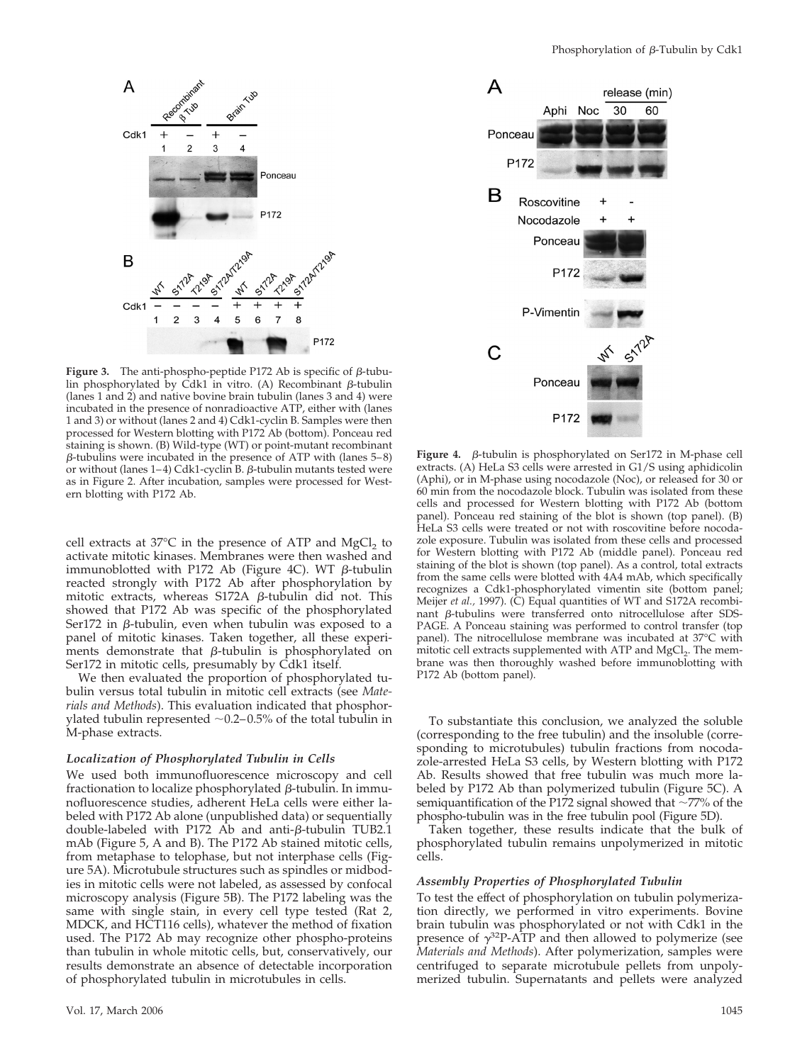**Figure 3.** The anti-phospho-peptide P172 Ab is specific of β-tubulin phosphorylated by Cdk1 in vitro. (A) Recombinant β-tubulin (lanes 1 and 2) and native bovine brain tubulin (lanes 3 and 4) were incubated in the presence of nonradioactive ATP, either with (lanes 1 and 3) or without (lanes 2 and 4) Cdk1-cyclin B. Samples were then processed for Western blotting with P172 Ab (bottom). Ponceau red staining is shown. (B) Wild-type (WT) or point-mutant recombinant β-tubulins were incubated in the presence of ATP with (lanes 5–8) or without (lanes 1–4) Cdk1-cyclin B. β-tubulin mutants tested were as in Figure 2. After incubation, samples were processed for Western blotting with P172 Ab.

**Figure 4.** β-tubulin is phosphorylated on Ser172 in M-phase cell extracts. (A) HeLa S3 cells were arrested in G1/S using aphidicolin (Aphi), or in M-phase using nocodazole (Noc), or released for 30 or 60 min from the nocodazole block. Tubulin was isolated from these cells and processed for Western blotting with P172 Ab (bottom panel). Ponceau red staining of the blot is shown (top panel). (B) HeLa S3 cells were treated or not with roscovitine before nocodazole exposure. Tubulin was isolated from these cells and processed for Western blotting with P172 Ab (middle panel). Ponceau red staining of the blot is shown (top panel). As a control, total extracts from the same cells were blotted with 4A4 mAb, which specifically recognizes a Cdk1-phosphorylated vimentin site (bottom panel; Meijer *et al.,* 1997). (C) Equal quantities of WT and S172A recombinant β-tubulins were transferred onto nitrocellulose after SDS-PAGE. A Ponceau staining was performed to control transfer (top panel). The nitrocellulose membrane was incubated at 37°C with mitotic cell extracts supplemented with ATP and $MgCl_2$. The membrane was then thoroughly washed before immunoblotting with P172 Ab (bottom panel).

cell extracts at 37°C in the presence of ATP and $MgCl_2$ to activate mitotic kinases. Membranes were then washed and immunoblotted with P172 Ab (Figure 4C). WT β-tubulin reacted strongly with P172 Ab after phosphorylation by mitotic extracts, whereas S172A β-tubulin did not. This showed that P172 Ab was specific of the phosphorylated Ser172 in β-tubulin, even when tubulin was exposed to a panel of mitotic kinases. Taken together, all these experiments demonstrate that β-tubulin is phosphorylated on Ser172 in mitotic cells, presumably by Cdk1 itself.

We then evaluated the proportion of phosphorylated tubulin versus total tubulin in mitotic cell extracts (see *Materials and Methods*). This evaluation indicated that phosphorylated tubulin represented ~0.2–0.5% of the total tubulin in M-phase extracts.

### *Localization of Phosphorylated Tubulin in Cells*

We used both immunofluorescence microscopy and cell fractionation to localize phosphorylated β-tubulin. In immunofluorescence studies, adherent HeLa cells were either labeled with P172 Ab alone (unpublished data) or sequentially double-labeled with P172 Ab and anti-β-tubulin TUB2.1 mAb (Figure 5, A and B). The P172 Ab stained mitotic cells, from metaphase to telophase, but not interphase cells (Figure 5A). Microtubule structures such as spindles or midbodies in mitotic cells were not labeled, as assessed by confocal microscopy analysis (Figure 5B). The P172 labeling was the same with single stain, in every cell type tested (Rat 2, MDCK, and HCT116 cells), whatever the method of fixation used. The P172 Ab may recognize other phospho-proteins than tubulin in whole mitotic cells, but, conservatively, our results demonstrate an absence of detectable incorporation of phosphorylated tubulin in microtubules in cells.

To substantiate this conclusion, we analyzed the soluble (corresponding to the free tubulin) and the insoluble (corresponding to microtubules) tubulin fractions from nocodazole-arrested HeLa S3 cells, by Western blotting with P172 Ab. Results showed that free tubulin was much more labeled by P172 Ab than polymerized tubulin (Figure 5C). A semiquantification of the P172 signal showed that ~77% of the phospho-tubulin was in the free tubulin pool (Figure 5D).

Taken together, these results indicate that the bulk of phosphorylated tubulin remains unpolymerized in mitotic cells.

### *Assembly Properties of Phosphorylated Tubulin*

To test the effect of phosphorylation on tubulin polymerization directly, we performed in vitro experiments. Bovine brain tubulin was phosphorylated or not with Cdk1 in the presence of $\gamma^{32}$P-ATP and then allowed to polymerize (see *Materials and Methods*). After polymerization, samples were centrifuged to separate microtubule pellets from unpolymerized tubulin. Supernatants and pellets were analyzed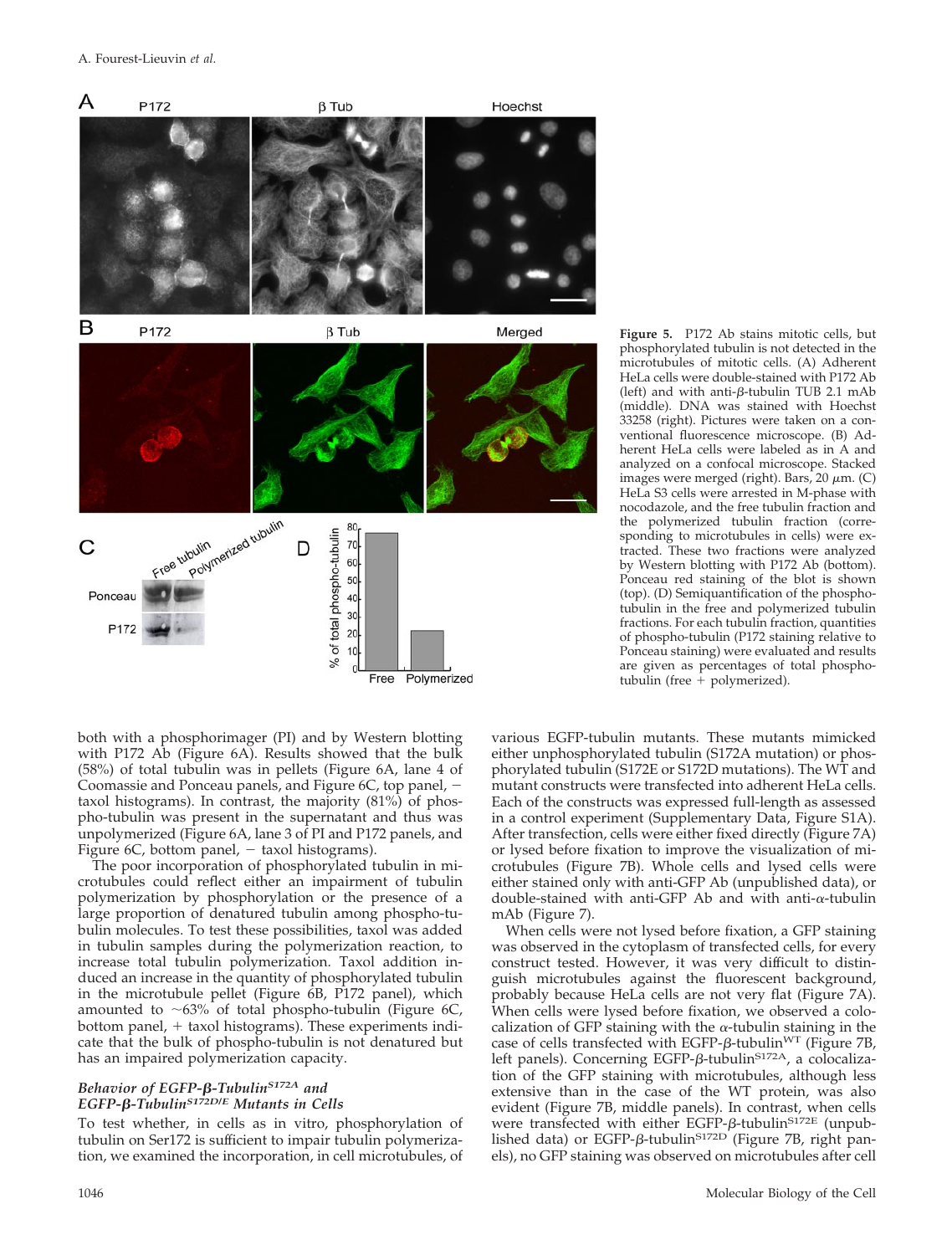**Figure 5.** P172 Ab stains mitotic cells, but phosphorylated tubulin is not detected in the microtubules of mitotic cells. (A) Adherent HeLa cells were double-stained with P172 Ab (left) and with anti-β-tubulin TUB 2.1 mAb (middle). DNA was stained with Hoechst 33258 (right). Pictures were taken on a conventional fluorescence microscope. (B) Adherent HeLa cells were labeled as in A and analyzed on a confocal microscope. Stacked images were merged (right). Bars, 20 μm. (C) HeLa S3 cells were arrested in M-phase with nocodazole, and the free tubulin fraction and the polymerized tubulin fraction (corresponding to microtubules in cells) were extracted. These two fractions were analyzed by Western blotting with P172 Ab (bottom). Ponceau red staining of the blot is shown (top). (D) Semiquantification of the phospho-tubulin in the free and polymerized tubulin fractions. For each tubulin fraction, quantities of phospho-tubulin (P172 staining relative to Ponceau staining) were evaluated and results are given as percentages of total phospho-tubulin (free + polymerized).

both with a phosphorimager (PI) and by Western blotting with P172 Ab (Figure 6A). Results showed that the bulk (58%) of total tubulin was in pellets (Figure 6A, lane 4 of Coomassie and Ponceau panels, and Figure 6C, top panel, − taxol histograms). In contrast, the majority (81%) of phospho-tubulin was present in the supernatant and thus was unpolymerized (Figure 6A, lane 3 of PI and P172 panels, and Figure 6C, bottom panel, − taxol histograms).

The poor incorporation of phosphorylated tubulin in microtubules could reflect either an impairment of tubulin polymerization by phosphorylation or the presence of a large proportion of denatured tubulin among phospho-tubulin molecules. To test these possibilities, taxol was added in tubulin samples during the polymerization reaction, to increase total tubulin polymerization. Taxol addition induced an increase in the quantity of phosphorylated tubulin in the microtubule pellet (Figure 6B, P172 panel), which amounted to ~63% of total phospho-tubulin (Figure 6C, bottom panel, + taxol histograms). These experiments indicate that the bulk of phospho-tubulin is not denatured but has an impaired polymerization capacity.

### *Behavior of EGFP-β-Tubulin$^{S172A}$ and EGFP-β-Tubulin$^{S172D/E}$ Mutants in Cells*

To test whether, in cells as in vitro, phosphorylation of tubulin on Ser172 is sufficient to impair tubulin polymerization, we examined the incorporation, in cell microtubules, of various EGFP-tubulin mutants. These mutants mimicked either unphosphorylated tubulin (S172A mutation) or phosphorylated tubulin (S172E or S172D mutations). The WT and mutant constructs were transfected into adherent HeLa cells. Each of the constructs was expressed full-length as assessed in a control experiment (Supplementary Data, Figure S1A). After transfection, cells were either fixed directly (Figure 7A) or lysed before fixation to improve the visualization of microtubules (Figure 7B). Whole cells and lysed cells were either stained only with anti-GFP Ab (unpublished data), or double-stained with anti-GFP Ab and with anti-α-tubulin mAb (Figure 7).

When cells were not lysed before fixation, a GFP staining was observed in the cytoplasm of transfected cells, for every construct tested. However, it was very difficult to distinguish microtubules against the fluorescent background, probably because HeLa cells are not very flat (Figure 7A). When cells were lysed before fixation, we observed a colocalization of GFP staining with the α-tubulin staining in the case of cells transfected with EGFP-β-tubulin$^{WT}$ (Figure 7B, left panels). Concerning EGFP-β-tubulin$^{S172A}$, a colocalization of the GFP staining with microtubules, although less extensive than in the case of the WT protein, was also evident (Figure 7B, middle panels). In contrast, when cells were transfected with either EGFP-β-tubulin$^{S172E}$ (unpublished data) or EGFP-β-tubulin$^{S172D}$ (Figure 7B, right panels), no GFP staining was observed on microtubules after cell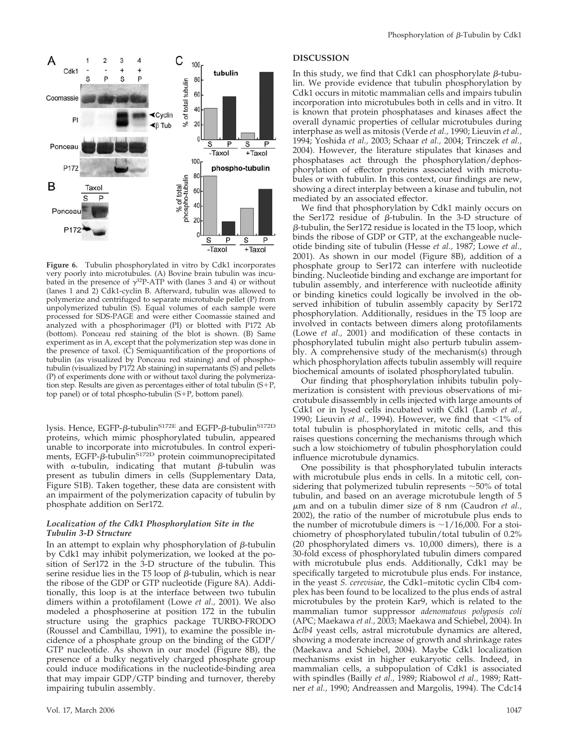**Figure 6.** Tubulin phosphorylated in vitro by Cdk1 incorporates very poorly into microtubules. (A) Bovine brain tubulin was incubated in the presence of $\gamma^{32}$P-ATP with (lanes 3 and 4) or without (lanes 1 and 2) Cdk1-cyclin B. Afterward, tubulin was allowed to polymerize and centrifuged to separate microtubule pellet (P) from unpolymerized tubulin (S). Equal volumes of each sample were processed for SDS-PAGE and were either Coomassie stained and analyzed with a phosphorimager (PI) or blotted with P172 Ab (bottom). Ponceau red staining of the blot is shown. (B) Same experiment as in A, except that the polymerization step was done in the presence of taxol. (C) Semiquantification of the proportions of tubulin (as visualized by Ponceau red staining) and of phospho-tubulin (visualized by P172 Ab staining) in supernatants (S) and pellets (P) of experiments done with or without taxol during the polymerization step. Results are given as percentages either of total tubulin (S+P, top panel) or of total phospho-tubulin (S+P, bottom panel).

lysis. Hence, EGFP-β-tubulin$^{S172E}$ and EGFP-β-tubulin$^{S172D}$ proteins, which mimic phosphorylated tubulin, appeared unable to incorporate into microtubules. In control experiments, EGFP-β-tubulin$^{S172D}$ protein coimmunoprecipitated with α-tubulin, indicating that mutant β-tubulin was present as tubulin dimers in cells (Supplementary Data, Figure S1B). Taken together, these data are consistent with an impairment of the polymerization capacity of tubulin by phosphate addition on Ser172.

### *Localization of the Cdk1 Phosphorylation Site in the Tubulin 3-D Structure*

In an attempt to explain why phosphorylation of β-tubulin by Cdk1 may inhibit polymerization, we looked at the position of Ser172 in the 3-D structure of the tubulin. This serine residue lies in the T5 loop of β-tubulin, which is near the ribose of the GDP or GTP nucleotide (Figure 8A). Additionally, this loop is at the interface between two tubulin dimers within a protofilament (Lowe *et al.,* 2001). We also modeled a phosphoserine at position 172 in the tubulin structure using the graphics package TURBO-FRODO (Roussel and Cambillau, 1991), to examine the possible incidence of a phosphate group on the binding of the GDP/GTP nucleotide. As shown in our model (Figure 8B), the presence of a bulky negatively charged phosphate group could induce modifications in the nucleotide-binding area that may impair GDP/GTP binding and turnover, thereby impairing tubulin assembly.

## DISCUSSION

In this study, we find that Cdk1 can phosphorylate β-tubulin. We provide evidence that tubulin phosphorylation by Cdk1 occurs in mitotic mammalian cells and impairs tubulin incorporation into microtubules both in cells and in vitro. It is known that protein phosphatases and kinases affect the overall dynamic properties of cellular microtubules during interphase as well as mitosis (Verde *et al.,* 1990; Lieuvin *et al.,* 1994; Yoshida *et al.,* 2003; Schaar *et al.,* 2004; Trinczek *et al.,* 2004). However, the literature stipulates that kinases and phosphatases act through the phosphorylation/dephosphorylation of effector proteins associated with microtubules or with tubulin. In this context, our findings are new, showing a direct interplay between a kinase and tubulin, not mediated by an associated effector.

We find that phosphorylation by Cdk1 mainly occurs on the Ser172 residue of β-tubulin. In the 3-D structure of β-tubulin, the Ser172 residue is located in the T5 loop, which binds the ribose of GDP or GTP, at the exchangeable nucleotide binding site of tubulin (Hesse *et al.,* 1987; Lowe *et al.,* 2001). As shown in our model (Figure 8B), addition of a phosphate group to Ser172 can interfere with nucleotide binding. Nucleotide binding and exchange are important for tubulin assembly, and interference with nucleotide affinity or binding kinetics could logically be involved in the observed inhibition of tubulin assembly capacity by Ser172 phosphorylation. Additionally, residues in the T5 loop are involved in contacts between dimers along protofilaments (Lowe *et al.,* 2001) and modification of these contacts in phosphorylated tubulin might also perturb tubulin assembly. A comprehensive study of the mechanism(s) through which phosphorylation affects tubulin assembly will require biochemical amounts of isolated phosphorylated tubulin.

Our finding that phosphorylation inhibits tubulin polymerization is consistent with previous observations of microtubule disassembly in cells injected with large amounts of Cdk1 or in lysed cells incubated with Cdk1 (Lamb *et al.,* 1990; Lieuvin *et al.,* 1994). However, we find that <1% of total tubulin is phosphorylated in mitotic cells, and this raises questions concerning the mechanisms through which such a low stoichiometry of tubulin phosphorylation could influence microtubule dynamics.

One possibility is that phosphorylated tubulin interacts with microtubule plus ends in cells. In a mitotic cell, considering that polymerized tubulin represents ~50% of total tubulin, and based on an average microtubule length of 5 μm and on a tubulin dimer size of 8 nm (Caudron *et al.,* 2002), the ratio of the number of microtubule plus ends to the number of microtubule dimers is ~1/16,000. For a stoichiometry of phosphorylated tubulin/total tubulin of 0.2% (20 phosphorylated dimers vs. 10,000 dimers), there is a 30-fold excess of phosphorylated tubulin dimers compared with microtubule plus ends. Additionally, Cdk1 may be specifically targeted to microtubule plus ends. For instance, in the yeast *S. cerevisiae*, the Cdk1–mitotic cyclin Clb4 complex has been found to be localized to the plus ends of astral microtubules by the protein Kar9, which is related to the mammalian tumor suppressor *adenomatous polyposis coli* (APC; Maekawa *et al.,* 2003; Maekawa and Schiebel, 2004). In Δ*clb4* yeast cells, astral microtubule dynamics are altered, showing a moderate increase of growth and shrinkage rates (Maekawa and Schiebel, 2004). Maybe Cdk1 localization mechanisms exist in higher eukaryotic cells. Indeed, in mammalian cells, a subpopulation of Cdk1 is associated with spindles (Bailly *et al.,* 1989; Riabowol *et al.,* 1989; Rattner *et al.,* 1990; Andreassen and Margolis, 1994). The Cdc14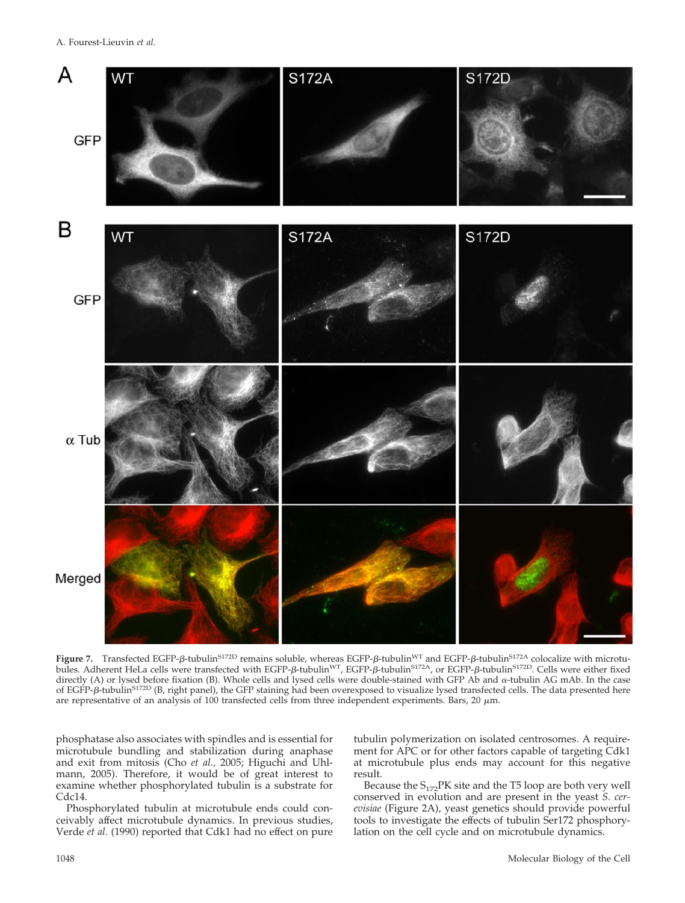**Figure 7.** Transfected EGFP-β-tubulin$^{S172D}$ remains soluble, whereas EGFP-β-tubulin$^{WT}$ and EGFP-β-tubulin$^{S172A}$ colocalize with microtubules. Adherent HeLa cells were transfected with EGFP-β-tubulin$^{WT}$, EGFP-β-tubulin$^{S172A}$, or EGFP-β-tubulin$^{S172D}$. Cells were either fixed directly (A) or lysed before fixation (B). Whole cells and lysed cells were double-stained with GFP Ab and α-tubulin AG mAb. In the case of EGFP-β-tubulin$^{S172D}$ (B, right panel), the GFP staining had been overexposed to visualize lysed transfected cells. The data presented here are representative of an analysis of 100 transfected cells from three independent experiments. Bars, 20 μm.

phosphatase also associates with spindles and is essential for microtubule bundling and stabilization during anaphase and exit from mitosis (Cho *et al.*, 2005; Higuchi and Uhlmann, 2005). Therefore, it would be of great interest to examine whether phosphorylated tubulin is a substrate for Cdc14.

Phosphorylated tubulin at microtubule ends could conceivably affect microtubule dynamics. In previous studies, Verde *et al.* (1990) reported that Cdk1 had no effect on pure tubulin polymerization on isolated centrosomes. A requirement for APC or for other factors capable of targeting Cdk1 at microtubule plus ends may account for this negative result.

Because the $S_{172}$PK site and the T5 loop are both very well conserved in evolution and are present in the yeast *S. cerevisiae* (Figure 2A), yeast genetics should provide powerful tools to investigate the effects of tubulin Ser172 phosphorylation on the cell cycle and on microtubule dynamics.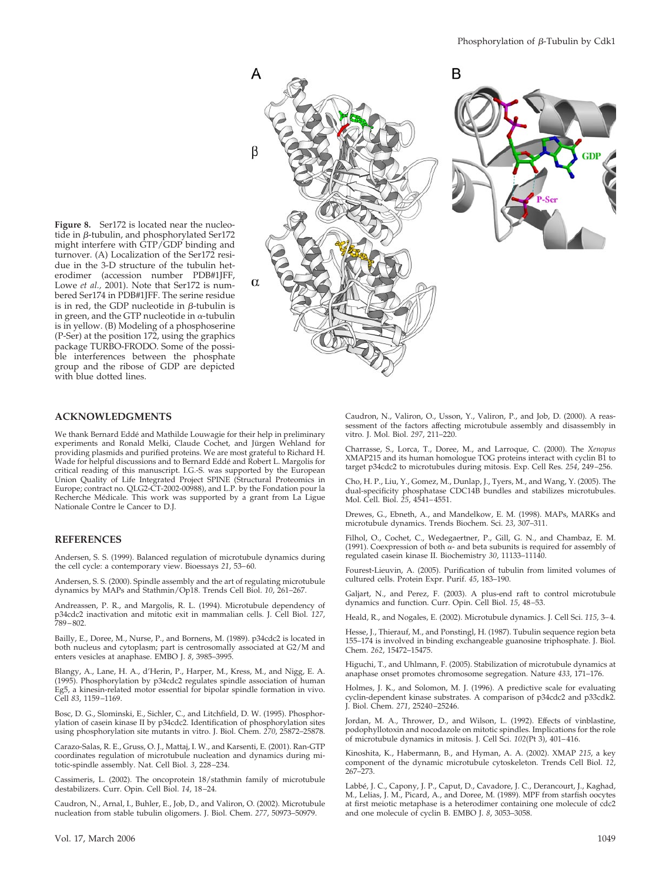**Figure 8.** Ser172 is located near the nucleotide in β-tubulin, and phosphorylated Ser172 might interfere with GTP/GDP binding and turnover. (A) Localization of the Ser172 residue in the 3-D structure of the tubulin heterodimer (accession number PDB#1JFF, Lowe *et al.*, 2001). Note that Ser172 is numbered Ser174 in PDB#1JFF. The serine residue is in red, the GDP nucleotide in β-tubulin is in green, and the GTP nucleotide in α-tubulin is in yellow. (B) Modeling of a phosphoserine (P-Ser) at the position 172, using the graphics package TURBO-FRODO. Some of the possible interferences between the phosphate group and the ribose of GDP are depicted with blue dotted lines.

## ACKNOWLEDGMENTS

We thank Bernard Eddé and Mathilde Louwagie for their help in preliminary experiments and Ronald Melki, Claude Cochet, and Jürgen Wehland for providing plasmids and purified proteins. We are most grateful to Richard H. Wade for helpful discussions and to Bernard Eddé and Robert L. Margolis for critical reading of this manuscript. I.G.-S. was supported by the European Union Quality of Life Integrated Project SPINE (Structural Proteomics in Europe; contract no. QLG2-CT-2002-00988), and L.P. by the Fondation pour la Recherche Médicale. This work was supported by a grant from La Ligue Nationale Contre le Cancer to D.J.

## REFERENCES

Andersen, S. S. (1999). Balanced regulation of microtubule dynamics during the cell cycle: a contemporary view. Bioessays *21*, 53–60.

Andersen, S. S. (2000). Spindle assembly and the art of regulating microtubule dynamics by MAPs and Stathmin/Op18. Trends Cell Biol. *10*, 261–267.

Andreassen, P. R., and Margolis, R. L. (1994). Microtubule dependency of p34cdc2 inactivation and mitotic exit in mammalian cells. J. Cell Biol. *127*, 789–802.

Bailly, E., Doree, M., Nurse, P., and Bornens, M. (1989). p34cdc2 is located in both nucleus and cytoplasm; part is centrosomally associated at G2/M and enters vesicles at anaphase. EMBO J. *8*, 3985–3995.

Blangy, A., Lane, H. A., d'Herin, P., Harper, M., Kress, M., and Nigg, E. A. (1995). Phosphorylation by p34cdc2 regulates spindle association of human Eg5, a kinesin-related motor essential for bipolar spindle formation in vivo. Cell *83*, 1159–1169.

Bosc, D. G., Slominski, E., Sichler, C., and Litchfield, D. W. (1995). Phosphorylation of casein kinase II by p34cdc2. Identification of phosphorylation sites using phosphorylation site mutants in vitro. J. Biol. Chem. *270*, 25872–25878.

Carazo-Salas, R. E., Gruss, O. J., Mattaj, I. W., and Karsenti, E. (2001). Ran-GTP coordinates regulation of microtubule nucleation and dynamics during mitotic-spindle assembly. Nat. Cell Biol. *3*, 228–234.

Cassimeris, L. (2002). The oncoprotein 18/stathmin family of microtubule destabilizers. Curr. Opin. Cell Biol. *14*, 18–24.

Caudron, N., Arnal, I., Buhler, E., Job, D., and Valiron, O. (2002). Microtubule nucleation from stable tubulin oligomers. J. Biol. Chem. *277*, 50973–50979.

Caudron, N., Valiron, O., Usson, Y., Valiron, P., and Job, D. (2000). A reassessment of the factors affecting microtubule assembly and disassembly in vitro. J. Mol. Biol. *297*, 211–220.

Charrasse, S., Lorca, T., Doree, M., and Larroque, C. (2000). The *Xenopus* XMAP215 and its human homologue TOG proteins interact with cyclin B1 to target p34cdc2 to microtubules during mitosis. Exp. Cell Res. *254*, 249–256.

Cho, H. P., Liu, Y., Gomez, M., Dunlap, J., Tyers, M., and Wang, Y. (2005). The dual-specificity phosphatase CDC14B bundles and stabilizes microtubules. Mol. Cell. Biol. *25*, 4541–4551.

Drewes, G., Ebneth, A., and Mandelkow, E. M. (1998). MAPs, MARKs and microtubule dynamics. Trends Biochem. Sci. *23*, 307–311.

Filhol, O., Cochet, C., Wedegaertner, P., Gill, G. N., and Chambaz, E. M. (1991). Coexpression of both α- and beta subunits is required for assembly of regulated casein kinase II. Biochemistry *30*, 11133–11140.

Fourest-Lieuvin, A. (2005). Purification of tubulin from limited volumes of cultured cells. Protein Expr. Purif. *45*, 183–190.

Galjart, N., and Perez, F. (2003). A plus-end raft to control microtubule dynamics and function. Curr. Opin. Cell Biol. *15*, 48–53.

Heald, R., and Nogales, E. (2002). Microtubule dynamics. J. Cell Sci. *115*, 3–4.

Hesse, J., Thierauf, M., and Ponstingl, H. (1987). Tubulin sequence region beta 155–174 is involved in binding exchangeable guanosine triphosphate. J. Biol. Chem. *262*, 15472–15475.

Higuchi, T., and Uhlmann, F. (2005). Stabilization of microtubule dynamics at anaphase onset promotes chromosome segregation. Nature *433*, 171–176.

Holmes, J. K., and Solomon, M. J. (1996). A predictive scale for evaluating cyclin-dependent kinase substrates. A comparison of p34cdc2 and p33cdk2. J. Biol. Chem. *271*, 25240–25246.

Jordan, M. A., Thrower, D., and Wilson, L. (1992). Effects of vinblastine, podophyllotoxin and nocodazole on mitotic spindles. Implications for the role of microtubule dynamics in mitosis. J. Cell Sci. *102*(Pt 3), 401–416.

Kinoshita, K., Habermann, B., and Hyman, A. A. (2002). XMAP *215*, a key component of the dynamic microtubule cytoskeleton. Trends Cell Biol. *12*, 267–273.

Labbé, J. C., Capony, J. P., Caput, D., Cavadore, J. C., Derancourt, J., Kaghad, M., Lelias, J. M., Picard, A., and Doree, M. (1989). MPF from starfish oocytes at first meiotic metaphase is a heterodimer containing one molecule of cdc2 and one molecule of cyclin B. EMBO J. *8*, 3053–3058.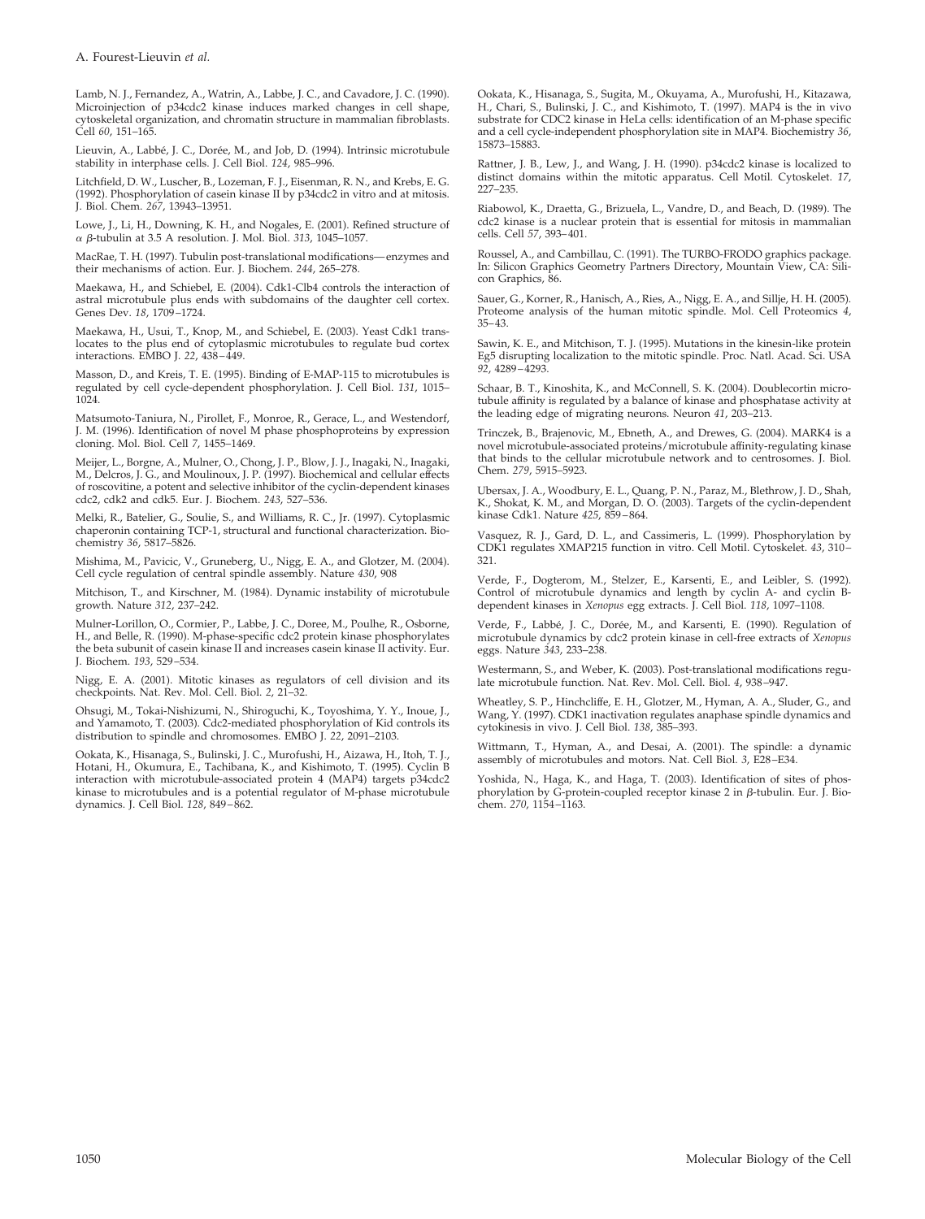Lamb, N. J., Fernandez, A., Watrin, A., Labbe, J. C., and Cavadore, J. C. (1990). Microinjection of p34cdc2 kinase induces marked changes in cell shape, cytoskeletal organization, and chromatin structure in mammalian fibroblasts. Cell *60*, 151–165.

Lieuvin, A., Labbé, J. C., Dorée, M., and Job, D. (1994). Intrinsic microtubule stability in interphase cells. J. Cell Biol. *124*, 985–996.

Litchfield, D. W., Luscher, B., Lozeman, F. J., Eisenman, R. N., and Krebs, E. G. (1992). Phosphorylation of casein kinase II by p34cdc2 in vitro and at mitosis. J. Biol. Chem. *267*, 13943–13951.

Lowe, J., Li, H., Downing, K. H., and Nogales, E. (2001). Refined structure of $\alpha$ $\beta$-tubulin at 3.5 A resolution. J. Mol. Biol. *313*, 1045–1057.

MacRae, T. H. (1997). Tubulin post-translational modifications—enzymes and their mechanisms of action. Eur. J. Biochem. *244*, 265–278.

Maekawa, H., and Schiebel, E. (2004). Cdk1-Clb4 controls the interaction of astral microtubule plus ends with subdomains of the daughter cell cortex. Genes Dev. *18*, 1709–1724.

Maekawa, H., Usui, T., Knop, M., and Schiebel, E. (2003). Yeast Cdk1 translocates to the plus end of cytoplasmic microtubules to regulate bud cortex interactions. EMBO J. *22*, 438–449.

Masson, D., and Kreis, T. E. (1995). Binding of E-MAP-115 to microtubules is regulated by cell cycle-dependent phosphorylation. J. Cell Biol. *131*, 1015–1024.

Matsumoto-Taniura, N., Pirollet, F., Monroe, R., Gerace, L., and Westendorf, J. M. (1996). Identification of novel M phase phosphoproteins by expression cloning. Mol. Biol. Cell *7*, 1455–1469.

Meijer, L., Borgne, A., Mulner, O., Chong, J. P., Blow, J. J., Inagaki, N., Inagaki, M., Delcros, J. G., and Moulinoux, J. P. (1997). Biochemical and cellular effects of roscovitine, a potent and selective inhibitor of the cyclin-dependent kinases cdc2, cdk2 and cdk5. Eur. J. Biochem. *243*, 527–536.

Melki, R., Batelier, G., Soulie, S., and Williams, R. C., Jr. (1997). Cytoplasmic chaperonin containing TCP-1, structural and functional characterization. Biochemistry *36*, 5817–5826.

Mishima, M., Pavicic, V., Gruneberg, U., Nigg, E. A., and Glotzer, M. (2004). Cell cycle regulation of central spindle assembly. Nature *430*, 908

Mitchison, T., and Kirschner, M. (1984). Dynamic instability of microtubule growth. Nature *312*, 237–242.

Mulner-Lorillon, O., Cormier, P., Labbe, J. C., Doree, M., Poulhe, R., Osborne, H., and Belle, R. (1990). M-phase-specific cdc2 protein kinase phosphorylates the beta subunit of casein kinase II and increases casein kinase II activity. Eur. J. Biochem. *193*, 529–534.

Nigg, E. A. (2001). Mitotic kinases as regulators of cell division and its checkpoints. Nat. Rev. Mol. Cell. Biol. *2*, 21–32.

Ohsugi, M., Tokai-Nishizumi, N., Shiroguchi, K., Toyoshima, Y. Y., Inoue, J., and Yamamoto, T. (2003). Cdc2-mediated phosphorylation of Kid controls its distribution to spindle and chromosomes. EMBO J. *22*, 2091–2103.

Ookata, K., Hisanaga, S., Bulinski, J. C., Murofushi, H., Aizawa, H., Itoh, T. J., Hotani, H., Okumura, E., Tachibana, K., and Kishimoto, T. (1995). Cyclin B interaction with microtubule-associated protein 4 (MAP4) targets p34cdc2 kinase to microtubules and is a potential regulator of M-phase microtubule dynamics. J. Cell Biol. *128*, 849–862.

Ookata, K., Hisanaga, S., Sugita, M., Okuyama, A., Murofushi, H., Kitazawa, H., Chari, S., Bulinski, J. C., and Kishimoto, T. (1997). MAP4 is the in vivo substrate for CDC2 kinase in HeLa cells: identification of an M-phase specific and a cell cycle-independent phosphorylation site in MAP4. Biochemistry *36*, 15873–15883.

Rattner, J. B., Lew, J., and Wang, J. H. (1990). p34cdc2 kinase is localized to distinct domains within the mitotic apparatus. Cell Motil. Cytoskelet. *17*, 227–235.

Riabowol, K., Draetta, G., Brizuela, L., Vandre, D., and Beach, D. (1989). The cdc2 kinase is a nuclear protein that is essential for mitosis in mammalian cells. Cell *57*, 393–401.

Roussel, A., and Cambillau, C. (1991). The TURBO-FRODO graphics package. In: Silicon Graphics Geometry Partners Directory, Mountain View, CA: Silicon Graphics, 86.

Sauer, G., Korner, R., Hanisch, A., Ries, A., Nigg, E. A., and Sillje, H. H. (2005). Proteome analysis of the human mitotic spindle. Mol. Cell Proteomics *4*, 35–43.

Sawin, K. E., and Mitchison, T. J. (1995). Mutations in the kinesin-like protein Eg5 disrupting localization to the mitotic spindle. Proc. Natl. Acad. Sci. USA *92*, 4289–4293.

Schaar, B. T., Kinoshita, K., and McConnell, S. K. (2004). Doublecortin microtubule affinity is regulated by a balance of kinase and phosphatase activity at the leading edge of migrating neurons. Neuron *41*, 203–213.

Trinczek, B., Brajenovic, M., Ebneth, A., and Drewes, G. (2004). MARK4 is a novel microtubule-associated proteins/microtubule affinity-regulating kinase that binds to the cellular microtubule network and to centrosomes. J. Biol. Chem. *279*, 5915–5923.

Ubersax, J. A., Woodbury, E. L., Quang, P. N., Paraz, M., Blethrow, J. D., Shah, K., Shokat, K. M., and Morgan, D. O. (2003). Targets of the cyclin-dependent kinase Cdk1. Nature *425*, 859–864.

Vasquez, R. J., Gard, D. L., and Cassimeris, L. (1999). Phosphorylation by CDK1 regulates XMAP215 function in vitro. Cell Motil. Cytoskelet. *43*, 310–321.

Verde, F., Dogterom, M., Stelzer, E., Karsenti, E., and Leibler, S. (1992). Control of microtubule dynamics and length by cyclin A- and cyclin B-dependent kinases in *Xenopus* egg extracts. J. Cell Biol. *118*, 1097–1108.

Verde, F., Labbé, J. C., Dorée, M., and Karsenti, E. (1990). Regulation of microtubule dynamics by cdc2 protein kinase in cell-free extracts of *Xenopus* eggs. Nature *343*, 233–238.

Westermann, S., and Weber, K. (2003). Post-translational modifications regulate microtubule function. Nat. Rev. Mol. Cell. Biol. *4*, 938–947.

Wheatley, S. P., Hinchcliffe, E. H., Glotzer, M., Hyman, A. A., Sluder, G., and Wang, Y. (1997). CDK1 inactivation regulates anaphase spindle dynamics and cytokinesis in vivo. J. Cell Biol. *138*, 385–393.

Wittmann, T., Hyman, A., and Desai, A. (2001). The spindle: a dynamic assembly of microtubules and motors. Nat. Cell Biol. *3*, E28–E34.

Yoshida, N., Haga, K., and Haga, T. (2003). Identification of sites of phosphorylation by G-protein-coupled receptor kinase 2 in $\beta$-tubulin. Eur. J. Biochem. *270*, 1154–1163.